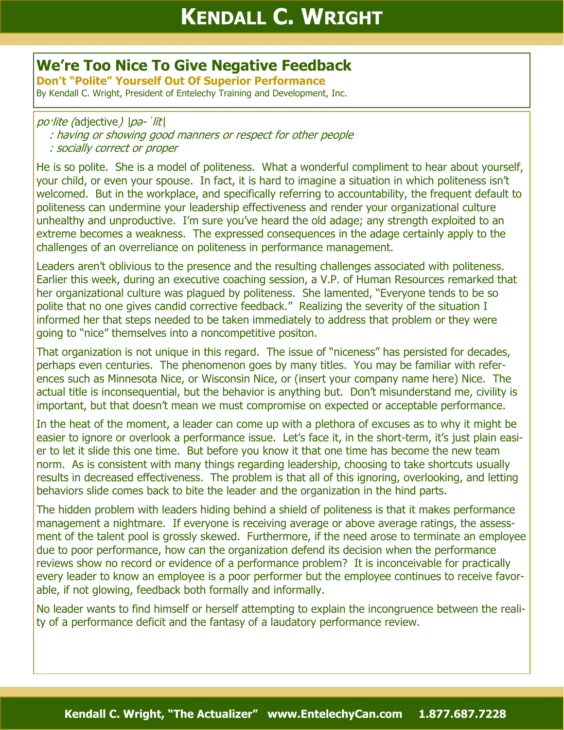# We're Too Nice To Give Negative Feedback

**Don't "Polite" Yourself Out Of Superior Performance**

By Kendall C. Wright, President of Entelechy Training and Development, Inc.

*po·lite (*adjective*) |pə-ˈlīt|*

*: having or showing good manners or respect for other people*

*: socially correct or proper*

He is so polite. She is a model of politeness. What a wonderful compliment to hear about yourself, your child, or even your spouse. In fact, it is hard to imagine a situation in which politeness isn't welcomed. But in the workplace, and specifically referring to accountability, the frequent default to politeness can undermine your leadership effectiveness and render your organizational culture unhealthy and unproductive. I'm sure you've heard the old adage; any strength exploited to an extreme becomes a weakness. The expressed consequences in the adage certainly apply to the challenges of an overreliance on politeness in performance management.

Leaders aren't oblivious to the presence and the resulting challenges associated with politeness. Earlier this week, during an executive coaching session, a V.P. of Human Resources remarked that her organizational culture was plagued by politeness. She lamented, "Everyone tends to be so polite that no one gives candid corrective feedback." Realizing the severity of the situation I informed her that steps needed to be taken immediately to address that problem or they were going to "nice" themselves into a noncompetitive positon.

That organization is not unique in this regard. The issue of "niceness" has persisted for decades, perhaps even centuries. The phenomenon goes by many titles. You may be familiar with references such as Minnesota Nice, or Wisconsin Nice, or (insert your company name here) Nice. The actual title is inconsequential, but the behavior is anything but. Don't misunderstand me, civility is important, but that doesn't mean we must compromise on expected or acceptable performance.

In the heat of the moment, a leader can come up with a plethora of excuses as to why it might be easier to ignore or overlook a performance issue. Let's face it, in the short-term, it's just plain easier to let it slide this one time. But before you know it that one time has become the new team norm. As is consistent with many things regarding leadership, choosing to take shortcuts usually results in decreased effectiveness. The problem is that all of this ignoring, overlooking, and letting behaviors slide comes back to bite the leader and the organization in the hind parts.

The hidden problem with leaders hiding behind a shield of politeness is that it makes performance management a nightmare. If everyone is receiving average or above average ratings, the assessment of the talent pool is grossly skewed. Furthermore, if the need arose to terminate an employee due to poor performance, how can the organization defend its decision when the performance reviews show no record or evidence of a performance problem? It is inconceivable for practically every leader to know an employee is a poor performer but the employee continues to receive favorable, if not glowing, feedback both formally and informally.

No leader wants to find himself or herself attempting to explain the incongruence between the reality of a performance deficit and the fantasy of a laudatory performance review.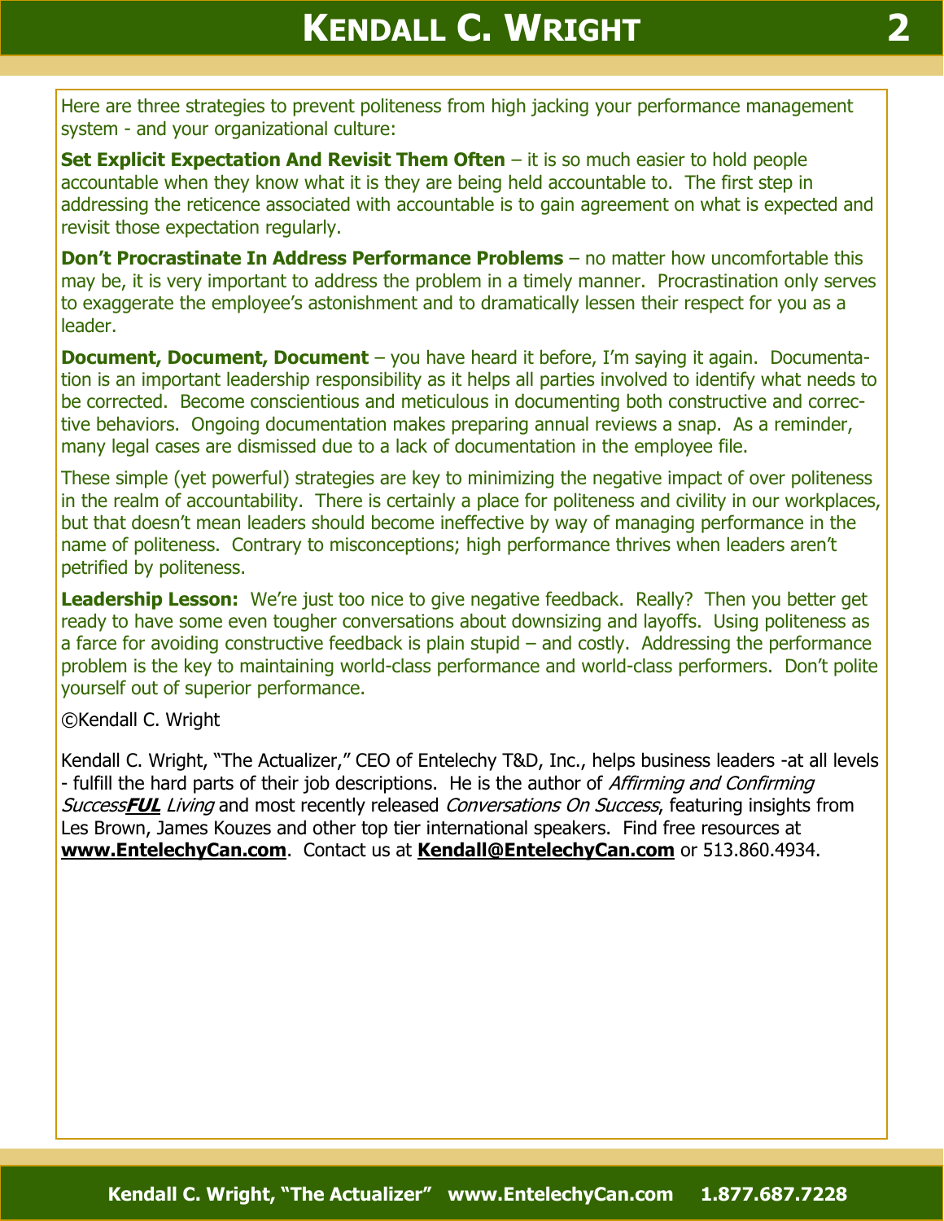Here are three strategies to prevent politeness from high jacking your performance management system - and your organizational culture:

**Set Explicit Expectation And Revisit Them Often** – it is so much easier to hold people accountable when they know what it is they are being held accountable to. The first step in addressing the reticence associated with accountable is to gain agreement on what is expected and revisit those expectation regularly.

**Don't Procrastinate In Address Performance Problems** – no matter how uncomfortable this may be, it is very important to address the problem in a timely manner. Procrastination only serves to exaggerate the employee's astonishment and to dramatically lessen their respect for you as a leader.

**Document, Document, Document** – you have heard it before, I'm saying it again. Documentation is an important leadership responsibility as it helps all parties involved to identify what needs to be corrected. Become conscientious and meticulous in documenting both constructive and corrective behaviors. Ongoing documentation makes preparing annual reviews a snap. As a reminder, many legal cases are dismissed due to a lack of documentation in the employee file.

These simple (yet powerful) strategies are key to minimizing the negative impact of over politeness in the realm of accountability. There is certainly a place for politeness and civility in our workplaces, but that doesn't mean leaders should become ineffective by way of managing performance in the name of politeness. Contrary to misconceptions; high performance thrives when leaders aren't petrified by politeness.

**Leadership Lesson:** We're just too nice to give negative feedback. Really? Then you better get ready to have some even tougher conversations about downsizing and layoffs. Using politeness as a farce for avoiding constructive feedback is plain stupid – and costly. Addressing the performance problem is the key to maintaining world-class performance and world-class performers. Don't polite yourself out of superior performance.

©Kendall C. Wright

Kendall C. Wright, "The Actualizer," CEO of Entelechy T&D, Inc., helps business leaders -at all levels - fulfill the hard parts of their job descriptions. He is the author of *Affirming and Confirming Success**FUL** Living* and most recently released *Conversations On Success*, featuring insights from Les Brown, James Kouzes and other top tier international speakers. Find free resources at **www.EntelechyCan.com**. Contact us at **Kendall@EntelechyCan.com** or 513.860.4934.